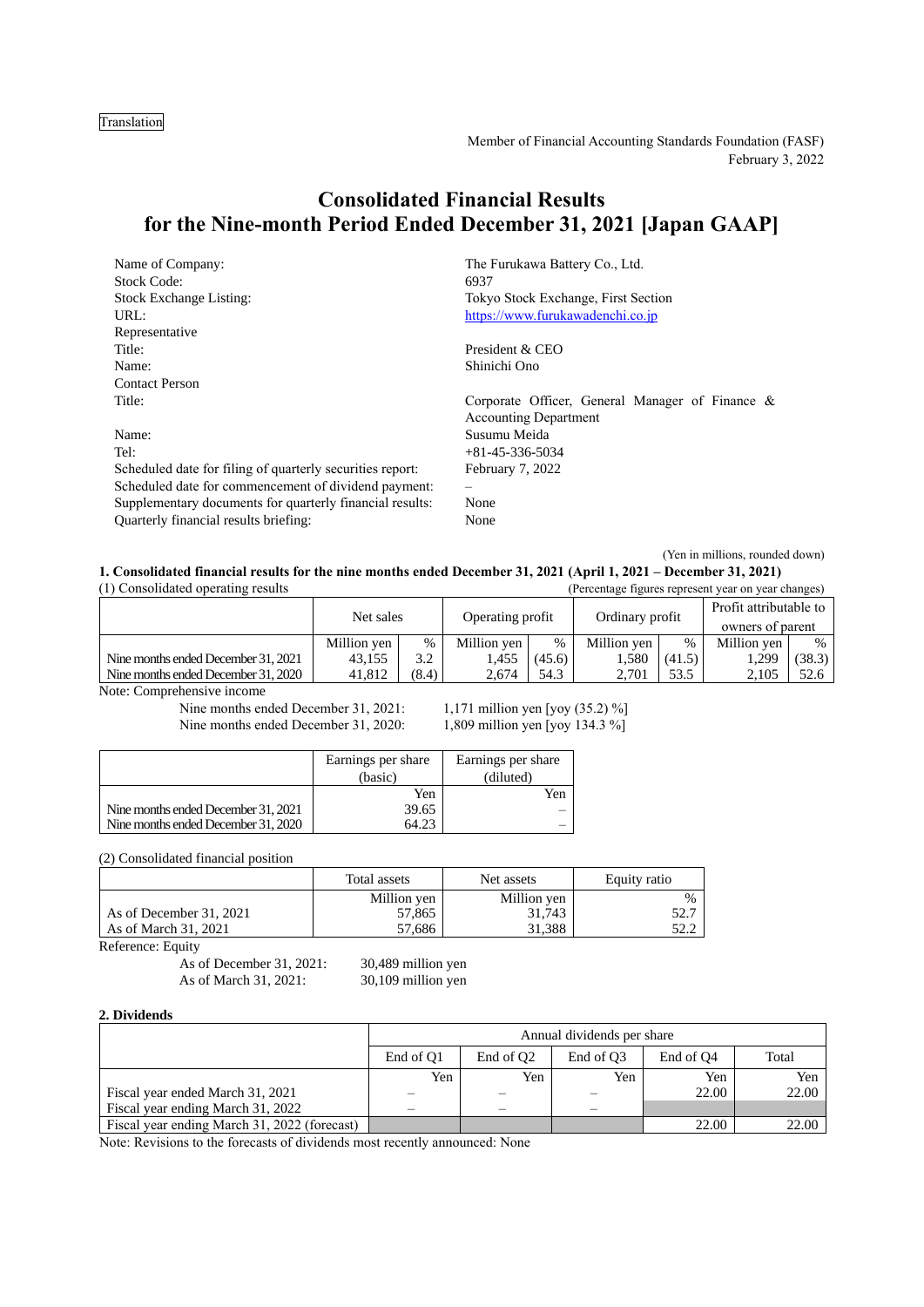Translation

Member of Financial Accounting Standards Foundation (FASF)
February 3, 2022

# Consolidated Financial Results for the Nine-month Period Ended December 31, 2021 [Japan GAAP]

| | |
|---|---|
| Name of Company: | The Furukawa Battery Co., Ltd. |
| Stock Code: | 6937 |
| Stock Exchange Listing: | Tokyo Stock Exchange, First Section |
| URL: | https://www.furukawadenchi.co.jp |
| Representative | |
| Title: | President & CEO |
| Name: | Shinichi Ono |
| Contact Person | |
| Title: | Corporate Officer, General Manager of Finance & Accounting Department |
| Name: | Susumu Meida |
| Tel: | +81-45-336-5034 |
| Scheduled date for filing of quarterly securities report: | February 7, 2022 |
| Scheduled date for commencement of dividend payment: | – |
| Supplementary documents for quarterly financial results: | None |
| Quarterly financial results briefing: | None |

(Yen in millions, rounded down)

**1. Consolidated financial results for the nine months ended December 31, 2021 (April 1, 2021 – December 31, 2021)**

(1) Consolidated operating results (Percentage figures represent year on year changes)

| | Net sales | | Operating profit | | Ordinary profit | | Profit attributable to owners of parent | |
|---|---|---|---|---|---|---|---|---|
| | Million yen | % | Million yen | % | Million yen | % | Million yen | % |
| Nine months ended December 31, 2021 | 43,155 | 3.2 | 1,455 | (45.6) | 1,580 | (41.5) | 1,299 | (38.3) |
| Nine months ended December 31, 2020 | 41,812 | (8.4) | 2,674 | 54.3 | 2,701 | 53.5 | 2,105 | 52.6 |

Note: Comprehensive income
Nine months ended December 31, 2021: 1,171 million yen [yoy (35.2) %]
Nine months ended December 31, 2020: 1,809 million yen [yoy 134.3 %]

| | Earnings per share (basic) | Earnings per share (diluted) |
|---|---|---|
| | Yen | Yen |
| Nine months ended December 31, 2021 | 39.65 | – |
| Nine months ended December 31, 2020 | 64.23 | – |

(2) Consolidated financial position

| | Total assets | Net assets | Equity ratio |
|---|---|---|---|
| | Million yen | Million yen | % |
| As of December 31, 2021 | 57,865 | 31,743 | 52.7 |
| As of March 31, 2021 | 57,686 | 31,388 | 52.2 |

Reference: Equity
As of December 31, 2021: 30,489 million yen
As of March 31, 2021: 30,109 million yen

**2. Dividends**

| | Annual dividends per share | | | | |
|---|---|---|---|---|---|
| | End of Q1 | End of Q2 | End of Q3 | End of Q4 | Total |
| | Yen | Yen | Yen | Yen | Yen |
| Fiscal year ended March 31, 2021 | – | – | – | 22.00 | 22.00 |
| Fiscal year ending March 31, 2022 | – | – | – | | |
| Fiscal year ending March 31, 2022 (forecast) | | | | 22.00 | 22.00 |

Note: Revisions to the forecasts of dividends most recently announced: None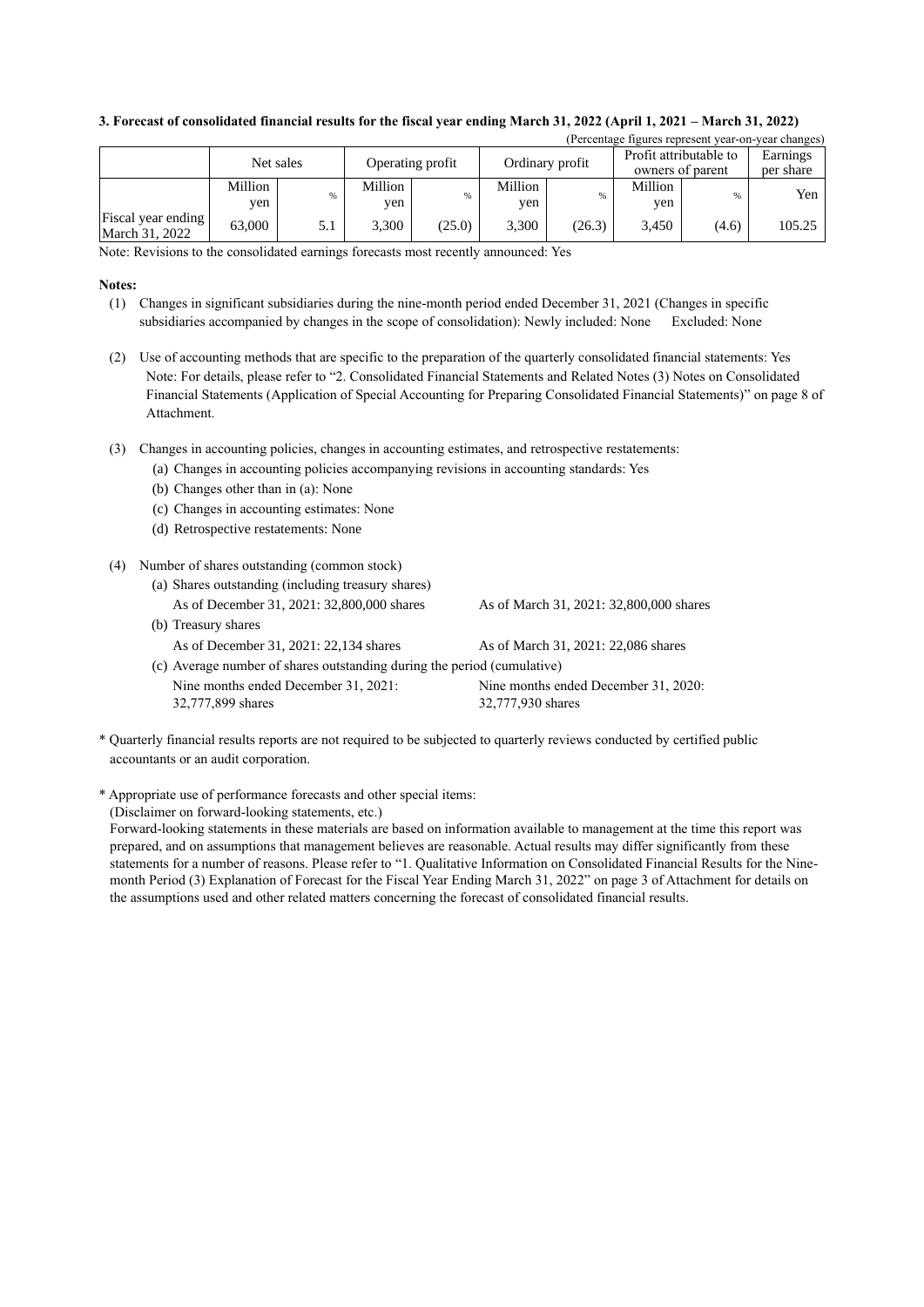**3. Forecast of consolidated financial results for the fiscal year ending March 31, 2022 (April 1, 2021 – March 31, 2022)**

(Percentage figures represent year-on-year changes)

| | Net sales | | Operating profit | | Ordinary profit | | Profit attributable to owners of parent | | Earnings per share |
|---|---|---|---|---|---|---|---|---|---|
| | Million yen | % | Million yen | % | Million yen | % | Million yen | % | Yen |
| Fiscal year ending March 31, 2022 | 63,000 | 5.1 | 3,300 | (25.0) | 3,300 | (26.3) | 3,450 | (4.6) | 105.25 |

Note: Revisions to the consolidated earnings forecasts most recently announced: Yes

**Notes:**

(1) Changes in significant subsidiaries during the nine-month period ended December 31, 2021 (Changes in specific subsidiaries accompanied by changes in the scope of consolidation): Newly included: None Excluded: None

(2) Use of accounting methods that are specific to the preparation of the quarterly consolidated financial statements: Yes
Note: For details, please refer to "2. Consolidated Financial Statements and Related Notes (3) Notes on Consolidated Financial Statements (Application of Special Accounting for Preparing Consolidated Financial Statements)" on page 8 of Attachment.

(3) Changes in accounting policies, changes in accounting estimates, and retrospective restatements:
- (a) Changes in accounting policies accompanying revisions in accounting standards: Yes
- (b) Changes other than in (a): None
- (c) Changes in accounting estimates: None
- (d) Retrospective restatements: None

(4) Number of shares outstanding (common stock)
- (a) Shares outstanding (including treasury shares)
  As of December 31, 2021: 32,800,000 shares — As of March 31, 2021: 32,800,000 shares
- (b) Treasury shares
  As of December 31, 2021: 22,134 shares — As of March 31, 2021: 22,086 shares
- (c) Average number of shares outstanding during the period (cumulative)
  Nine months ended December 31, 2021: 32,777,899 shares — Nine months ended December 31, 2020: 32,777,930 shares

\* Quarterly financial results reports are not required to be subjected to quarterly reviews conducted by certified public accountants or an audit corporation.

\* Appropriate use of performance forecasts and other special items:
(Disclaimer on forward-looking statements, etc.)
Forward-looking statements in these materials are based on information available to management at the time this report was prepared, and on assumptions that management believes are reasonable. Actual results may differ significantly from these statements for a number of reasons. Please refer to "1. Qualitative Information on Consolidated Financial Results for the Nine-month Period (3) Explanation of Forecast for the Fiscal Year Ending March 31, 2022" on page 3 of Attachment for details on the assumptions used and other related matters concerning the forecast of consolidated financial results.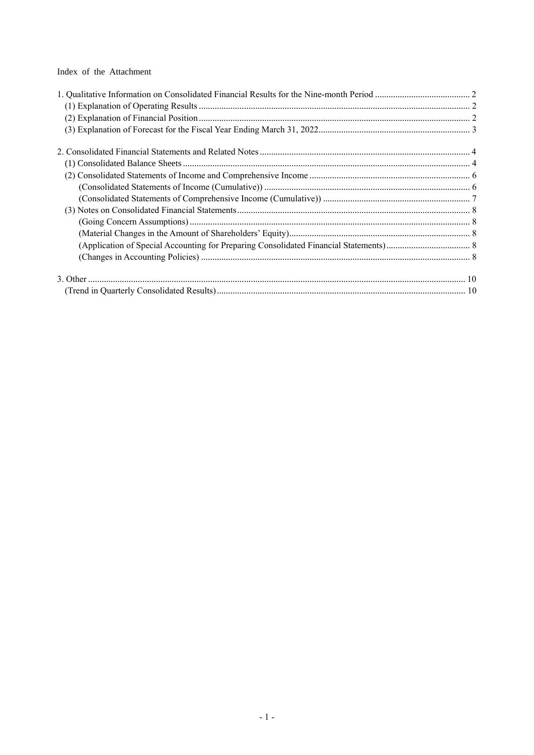Index of the Attachment

1. Qualitative Information on Consolidated Financial Results for the Nine-month Period .......... 2
   (1) Explanation of Operating Results .......... 2
   (2) Explanation of Financial Position .......... 2
   (3) Explanation of Forecast for the Fiscal Year Ending March 31, 2022 .......... 3

2. Consolidated Financial Statements and Related Notes .......... 4
   (1) Consolidated Balance Sheets .......... 4
   (2) Consolidated Statements of Income and Comprehensive Income .......... 6
      (Consolidated Statements of Income (Cumulative)) .......... 6
      (Consolidated Statements of Comprehensive Income (Cumulative)) .......... 7
   (3) Notes on Consolidated Financial Statements .......... 8
      (Going Concern Assumptions) .......... 8
      (Material Changes in the Amount of Shareholders' Equity) .......... 8
      (Application of Special Accounting for Preparing Consolidated Financial Statements) .......... 8
      (Changes in Accounting Policies) .......... 8

3. Other .......... 10
   (Trend in Quarterly Consolidated Results) .......... 10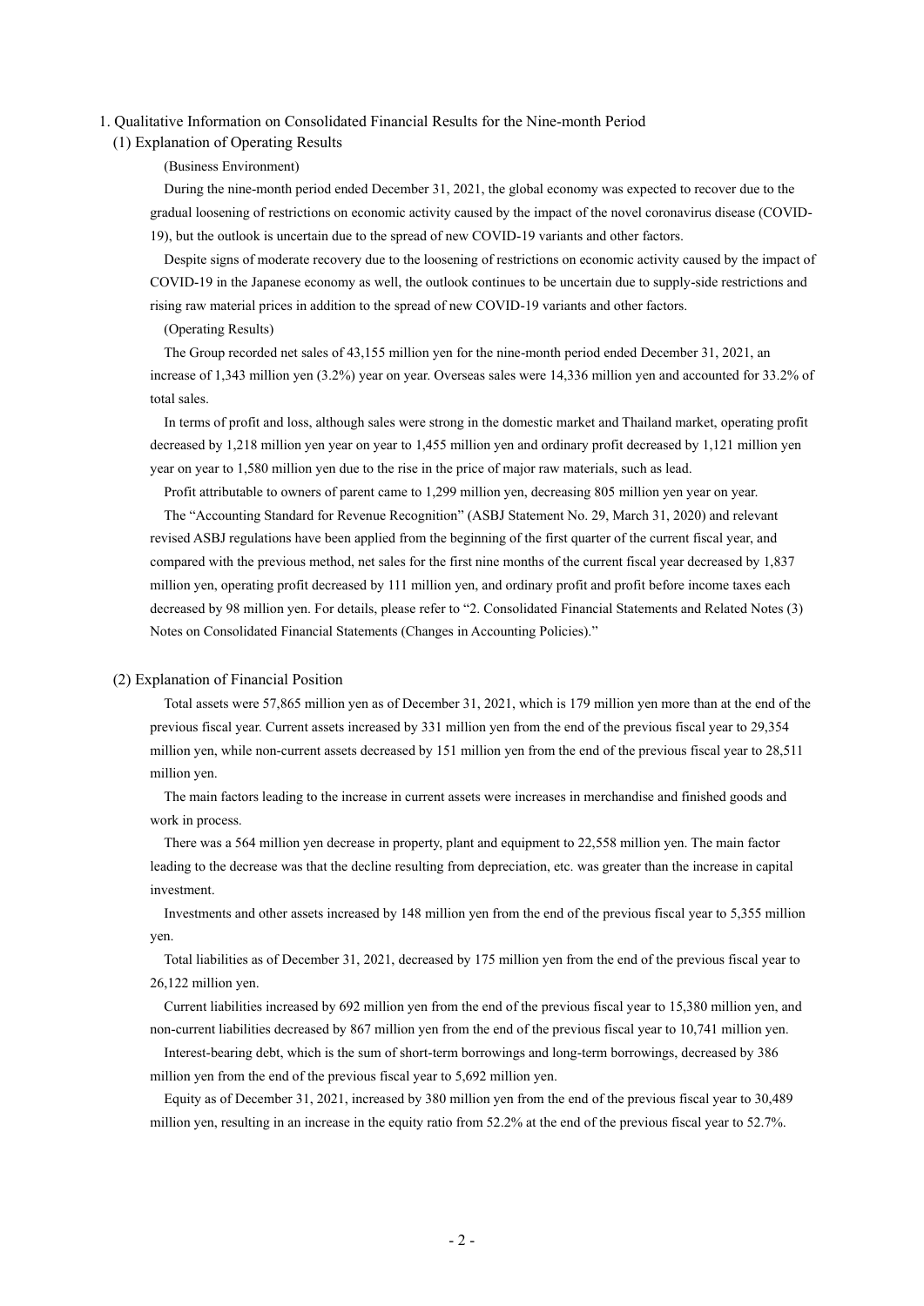# 1. Qualitative Information on Consolidated Financial Results for the Nine-month Period

## (1) Explanation of Operating Results

(Business Environment)

During the nine-month period ended December 31, 2021, the global economy was expected to recover due to the gradual loosening of restrictions on economic activity caused by the impact of the novel coronavirus disease (COVID-19), but the outlook is uncertain due to the spread of new COVID-19 variants and other factors.

Despite signs of moderate recovery due to the loosening of restrictions on economic activity caused by the impact of COVID-19 in the Japanese economy as well, the outlook continues to be uncertain due to supply-side restrictions and rising raw material prices in addition to the spread of new COVID-19 variants and other factors.

(Operating Results)

The Group recorded net sales of 43,155 million yen for the nine-month period ended December 31, 2021, an increase of 1,343 million yen (3.2%) year on year. Overseas sales were 14,336 million yen and accounted for 33.2% of total sales.

In terms of profit and loss, although sales were strong in the domestic market and Thailand market, operating profit decreased by 1,218 million yen year on year to 1,455 million yen and ordinary profit decreased by 1,121 million yen year on year to 1,580 million yen due to the rise in the price of major raw materials, such as lead.

Profit attributable to owners of parent came to 1,299 million yen, decreasing 805 million yen year on year.

The "Accounting Standard for Revenue Recognition" (ASBJ Statement No. 29, March 31, 2020) and relevant revised ASBJ regulations have been applied from the beginning of the first quarter of the current fiscal year, and compared with the previous method, net sales for the first nine months of the current fiscal year decreased by 1,837 million yen, operating profit decreased by 111 million yen, and ordinary profit and profit before income taxes each decreased by 98 million yen. For details, please refer to "2. Consolidated Financial Statements and Related Notes (3) Notes on Consolidated Financial Statements (Changes in Accounting Policies)."

## (2) Explanation of Financial Position

Total assets were 57,865 million yen as of December 31, 2021, which is 179 million yen more than at the end of the previous fiscal year. Current assets increased by 331 million yen from the end of the previous fiscal year to 29,354 million yen, while non-current assets decreased by 151 million yen from the end of the previous fiscal year to 28,511 million yen.

The main factors leading to the increase in current assets were increases in merchandise and finished goods and work in process.

There was a 564 million yen decrease in property, plant and equipment to 22,558 million yen. The main factor leading to the decrease was that the decline resulting from depreciation, etc. was greater than the increase in capital investment.

Investments and other assets increased by 148 million yen from the end of the previous fiscal year to 5,355 million yen.

Total liabilities as of December 31, 2021, decreased by 175 million yen from the end of the previous fiscal year to 26,122 million yen.

Current liabilities increased by 692 million yen from the end of the previous fiscal year to 15,380 million yen, and non-current liabilities decreased by 867 million yen from the end of the previous fiscal year to 10,741 million yen.

Interest-bearing debt, which is the sum of short-term borrowings and long-term borrowings, decreased by 386 million yen from the end of the previous fiscal year to 5,692 million yen.

Equity as of December 31, 2021, increased by 380 million yen from the end of the previous fiscal year to 30,489 million yen, resulting in an increase in the equity ratio from 52.2% at the end of the previous fiscal year to 52.7%.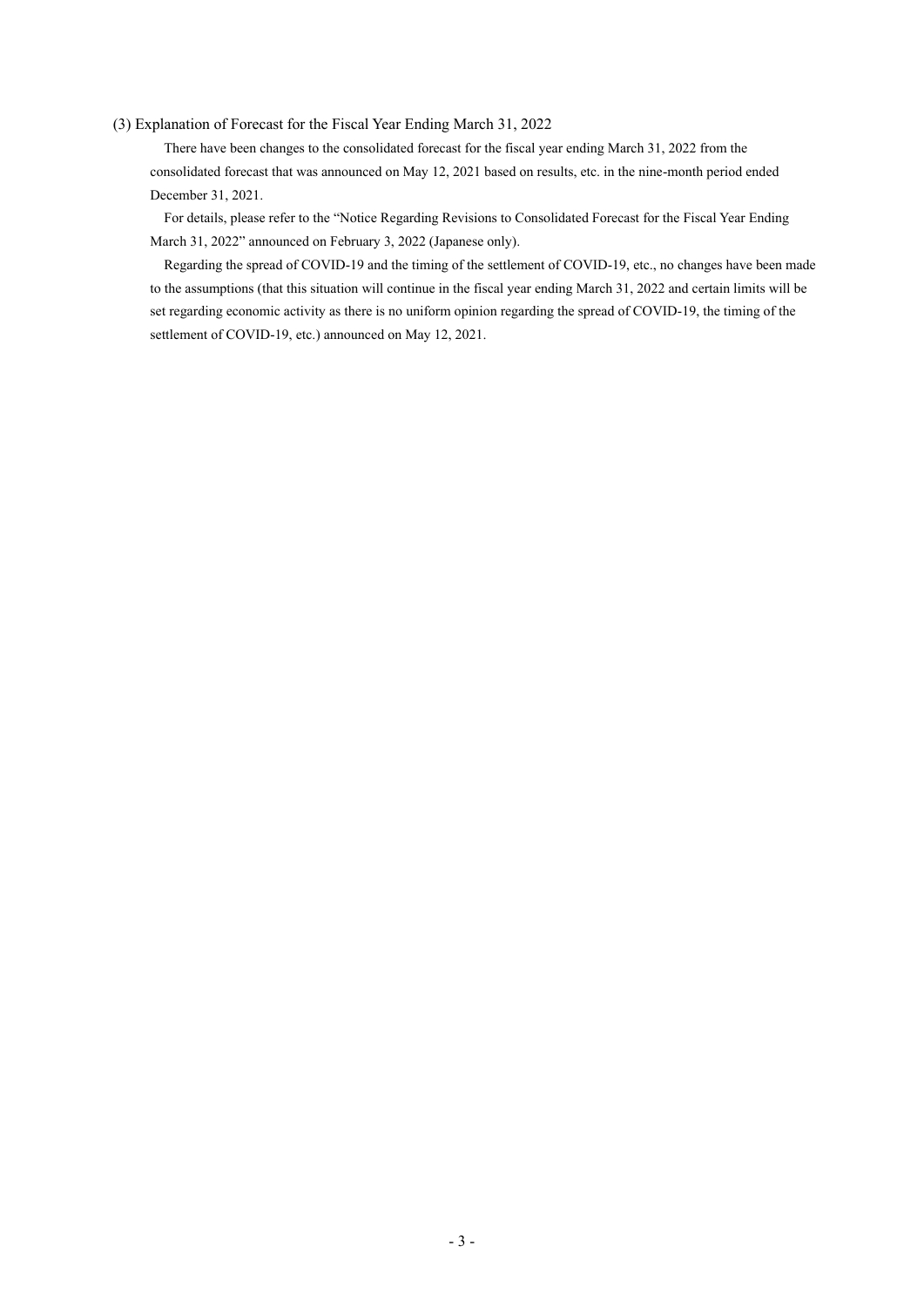### (3) Explanation of Forecast for the Fiscal Year Ending March 31, 2022

There have been changes to the consolidated forecast for the fiscal year ending March 31, 2022 from the consolidated forecast that was announced on May 12, 2021 based on results, etc. in the nine-month period ended December 31, 2021.

For details, please refer to the "Notice Regarding Revisions to Consolidated Forecast for the Fiscal Year Ending March 31, 2022" announced on February 3, 2022 (Japanese only).

Regarding the spread of COVID-19 and the timing of the settlement of COVID-19, etc., no changes have been made to the assumptions (that this situation will continue in the fiscal year ending March 31, 2022 and certain limits will be set regarding economic activity as there is no uniform opinion regarding the spread of COVID-19, the timing of the settlement of COVID-19, etc.) announced on May 12, 2021.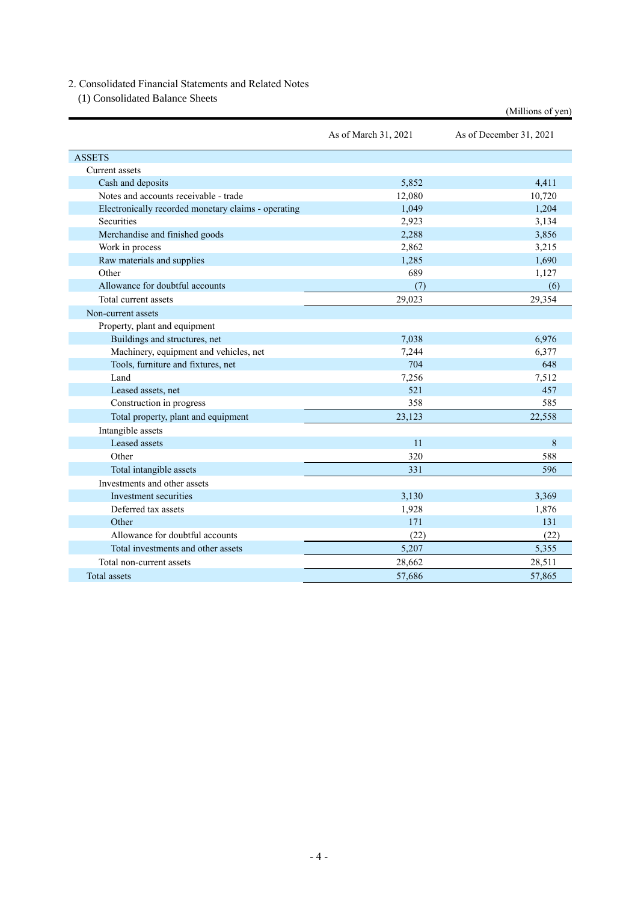## 2. Consolidated Financial Statements and Related Notes

### (1) Consolidated Balance Sheets

(Millions of yen)

| | As of March 31, 2021 | As of December 31, 2021 |
|---|---|---|
| ASSETS | | |
| Current assets | | |
| Cash and deposits | 5,852 | 4,411 |
| Notes and accounts receivable - trade | 12,080 | 10,720 |
| Electronically recorded monetary claims - operating | 1,049 | 1,204 |
| Securities | 2,923 | 3,134 |
| Merchandise and finished goods | 2,288 | 3,856 |
| Work in process | 2,862 | 3,215 |
| Raw materials and supplies | 1,285 | 1,690 |
| Other | 689 | 1,127 |
| Allowance for doubtful accounts | (7) | (6) |
| Total current assets | 29,023 | 29,354 |
| Non-current assets | | |
| Property, plant and equipment | | |
| Buildings and structures, net | 7,038 | 6,976 |
| Machinery, equipment and vehicles, net | 7,244 | 6,377 |
| Tools, furniture and fixtures, net | 704 | 648 |
| Land | 7,256 | 7,512 |
| Leased assets, net | 521 | 457 |
| Construction in progress | 358 | 585 |
| Total property, plant and equipment | 23,123 | 22,558 |
| Intangible assets | | |
| Leased assets | 11 | 8 |
| Other | 320 | 588 |
| Total intangible assets | 331 | 596 |
| Investments and other assets | | |
| Investment securities | 3,130 | 3,369 |
| Deferred tax assets | 1,928 | 1,876 |
| Other | 171 | 131 |
| Allowance for doubtful accounts | (22) | (22) |
| Total investments and other assets | 5,207 | 5,355 |
| Total non-current assets | 28,662 | 28,511 |
| Total assets | 57,686 | 57,865 |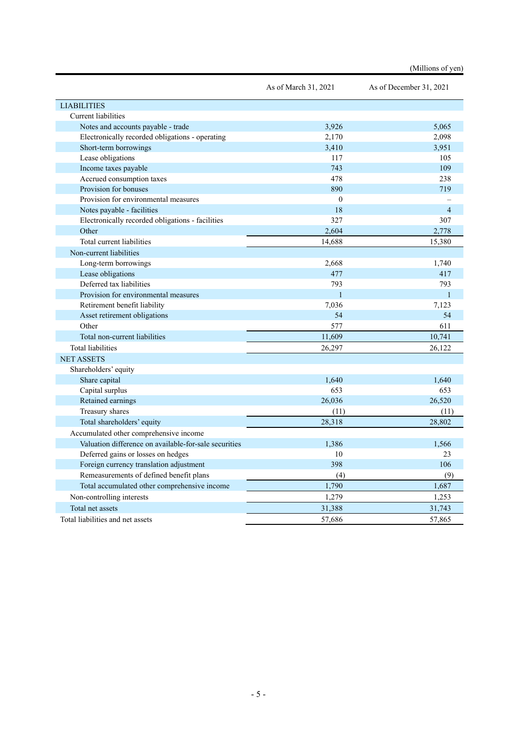(Millions of yen)

| | As of March 31, 2021 | As of December 31, 2021 |
|---|---|---|
| LIABILITIES | | |
| Current liabilities | | |
| Notes and accounts payable - trade | 3,926 | 5,065 |
| Electronically recorded obligations - operating | 2,170 | 2,098 |
| Short-term borrowings | 3,410 | 3,951 |
| Lease obligations | 117 | 105 |
| Income taxes payable | 743 | 109 |
| Accrued consumption taxes | 478 | 238 |
| Provision for bonuses | 890 | 719 |
| Provision for environmental measures | 0 | – |
| Notes payable - facilities | 18 | 4 |
| Electronically recorded obligations - facilities | 327 | 307 |
| Other | 2,604 | 2,778 |
| Total current liabilities | 14,688 | 15,380 |
| Non-current liabilities | | |
| Long-term borrowings | 2,668 | 1,740 |
| Lease obligations | 477 | 417 |
| Deferred tax liabilities | 793 | 793 |
| Provision for environmental measures | 1 | 1 |
| Retirement benefit liability | 7,036 | 7,123 |
| Asset retirement obligations | 54 | 54 |
| Other | 577 | 611 |
| Total non-current liabilities | 11,609 | 10,741 |
| Total liabilities | 26,297 | 26,122 |
| NET ASSETS | | |
| Shareholders' equity | | |
| Share capital | 1,640 | 1,640 |
| Capital surplus | 653 | 653 |
| Retained earnings | 26,036 | 26,520 |
| Treasury shares | (11) | (11) |
| Total shareholders' equity | 28,318 | 28,802 |
| Accumulated other comprehensive income | | |
| Valuation difference on available-for-sale securities | 1,386 | 1,566 |
| Deferred gains or losses on hedges | 10 | 23 |
| Foreign currency translation adjustment | 398 | 106 |
| Remeasurements of defined benefit plans | (4) | (9) |
| Total accumulated other comprehensive income | 1,790 | 1,687 |
| Non-controlling interests | 1,279 | 1,253 |
| Total net assets | 31,388 | 31,743 |
| Total liabilities and net assets | 57,686 | 57,865 |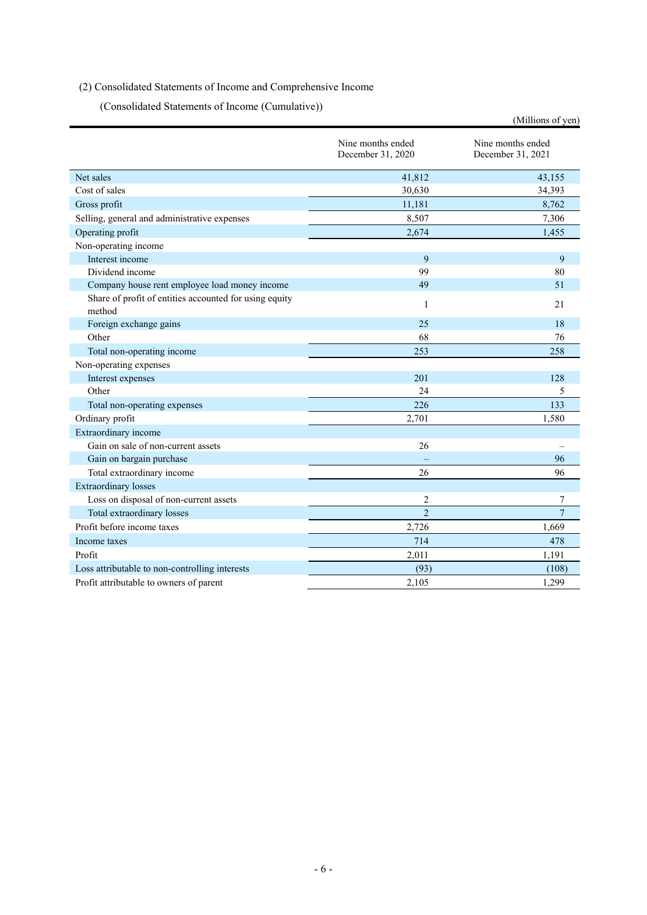(2) Consolidated Statements of Income and Comprehensive Income

(Consolidated Statements of Income (Cumulative))

(Millions of yen)

| | Nine months ended December 31, 2020 | Nine months ended December 31, 2021 |
|---|---|---|
| Net sales | 41,812 | 43,155 |
| Cost of sales | 30,630 | 34,393 |
| Gross profit | 11,181 | 8,762 |
| Selling, general and administrative expenses | 8,507 | 7,306 |
| Operating profit | 2,674 | 1,455 |
| Non-operating income | | |
| Interest income | 9 | 9 |
| Dividend income | 99 | 80 |
| Company house rent employee load money income | 49 | 51 |
| Share of profit of entities accounted for using equity method | 1 | 21 |
| Foreign exchange gains | 25 | 18 |
| Other | 68 | 76 |
| Total non-operating income | 253 | 258 |
| Non-operating expenses | | |
| Interest expenses | 201 | 128 |
| Other | 24 | 5 |
| Total non-operating expenses | 226 | 133 |
| Ordinary profit | 2,701 | 1,580 |
| Extraordinary income | | |
| Gain on sale of non-current assets | 26 | – |
| Gain on bargain purchase | – | 96 |
| Total extraordinary income | 26 | 96 |
| Extraordinary losses | | |
| Loss on disposal of non-current assets | 2 | 7 |
| Total extraordinary losses | 2 | 7 |
| Profit before income taxes | 2,726 | 1,669 |
| Income taxes | 714 | 478 |
| Profit | 2,011 | 1,191 |
| Loss attributable to non-controlling interests | (93) | (108) |
| Profit attributable to owners of parent | 2,105 | 1,299 |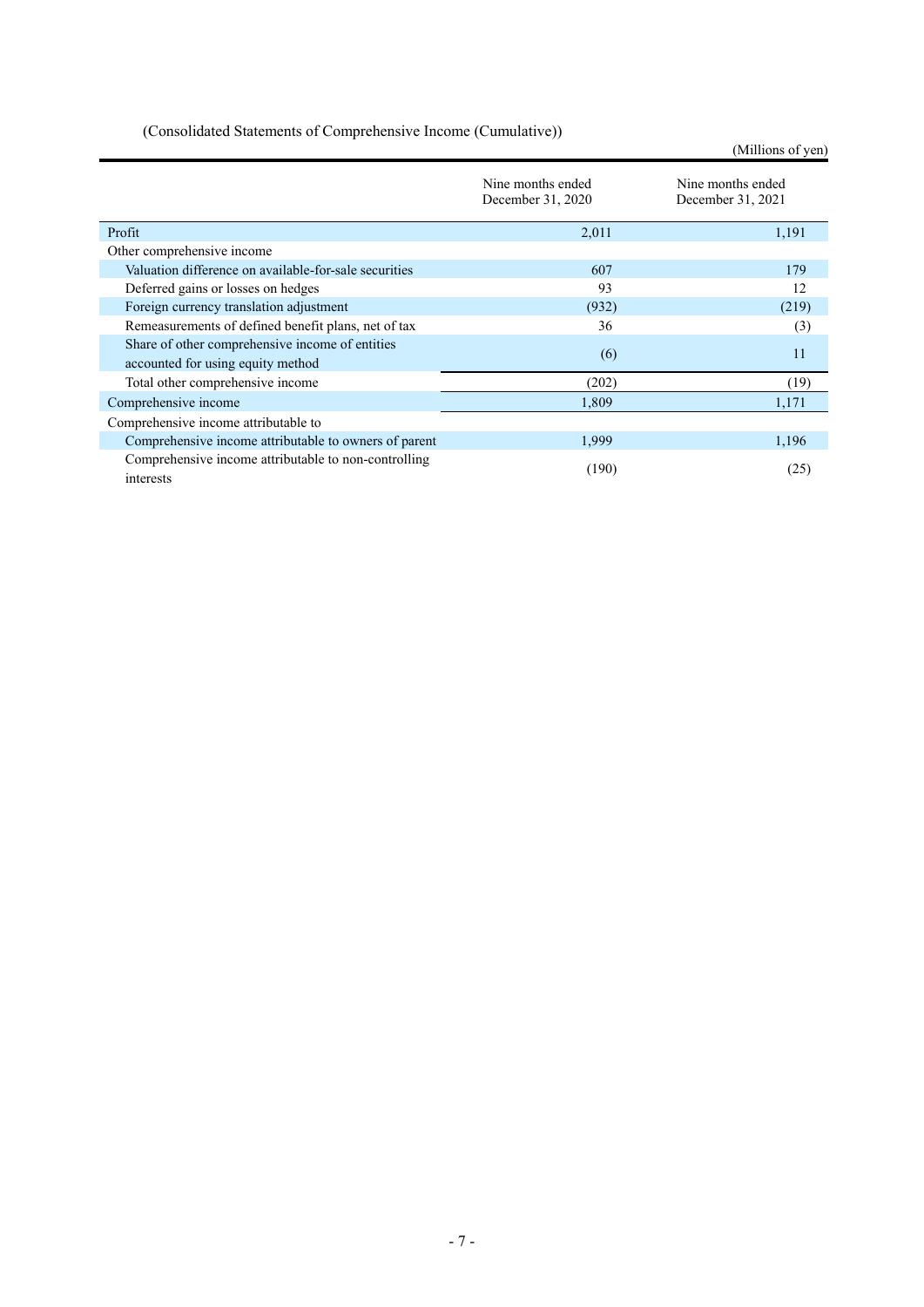(Consolidated Statements of Comprehensive Income (Cumulative))

(Millions of yen)

| | Nine months ended December 31, 2020 | Nine months ended December 31, 2021 |
|---|---|---|
| Profit | 2,011 | 1,191 |
| Other comprehensive income | | |
| Valuation difference on available-for-sale securities | 607 | 179 |
| Deferred gains or losses on hedges | 93 | 12 |
| Foreign currency translation adjustment | (932) | (219) |
| Remeasurements of defined benefit plans, net of tax | 36 | (3) |
| Share of other comprehensive income of entities accounted for using equity method | (6) | 11 |
| Total other comprehensive income | (202) | (19) |
| Comprehensive income | 1,809 | 1,171 |
| Comprehensive income attributable to | | |
| Comprehensive income attributable to owners of parent | 1,999 | 1,196 |
| Comprehensive income attributable to non-controlling interests | (190) | (25) |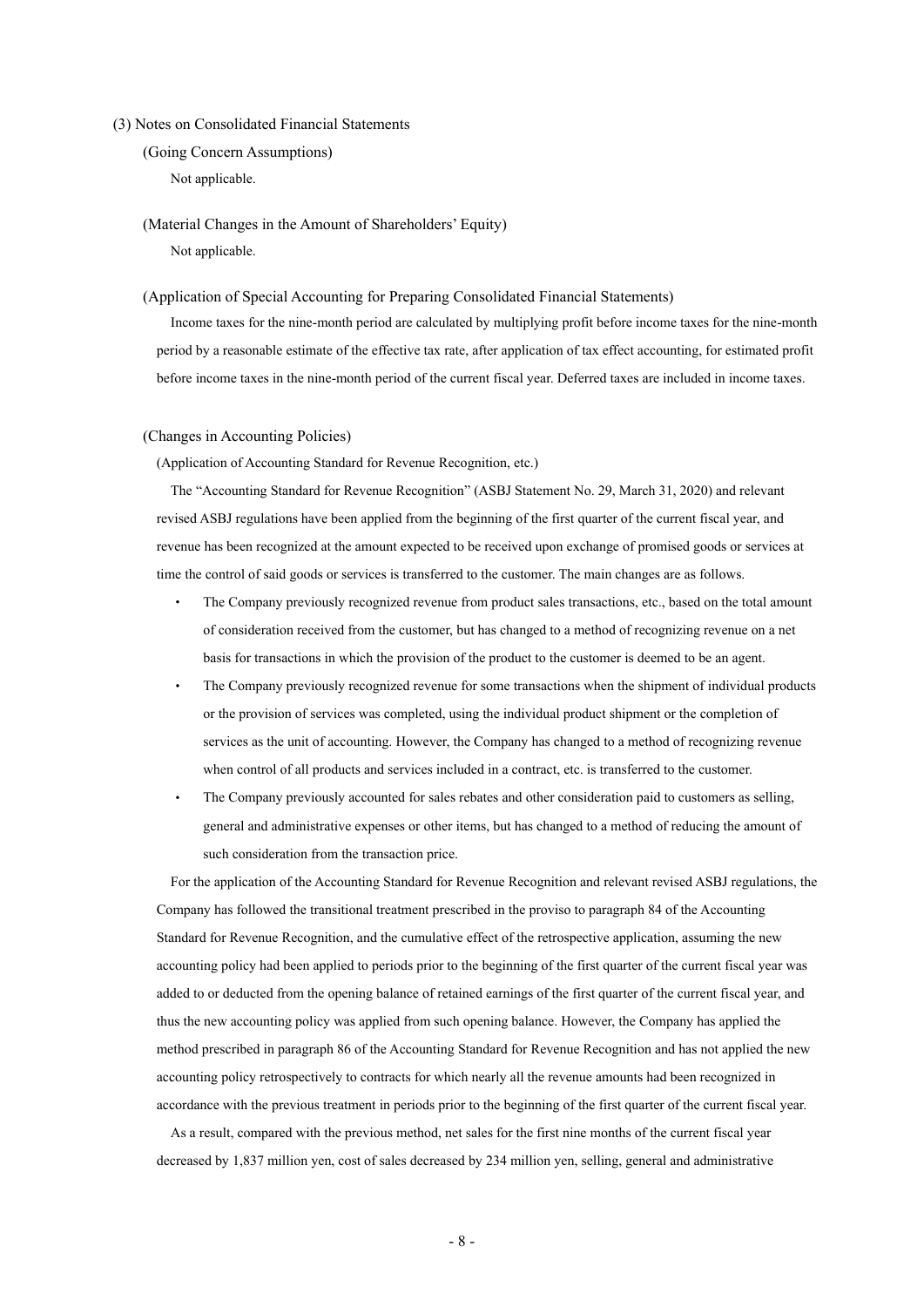### (3) Notes on Consolidated Financial Statements

#### (Going Concern Assumptions)

Not applicable.

#### (Material Changes in the Amount of Shareholders' Equity)

Not applicable.

#### (Application of Special Accounting for Preparing Consolidated Financial Statements)

Income taxes for the nine-month period are calculated by multiplying profit before income taxes for the nine-month period by a reasonable estimate of the effective tax rate, after application of tax effect accounting, for estimated profit before income taxes in the nine-month period of the current fiscal year. Deferred taxes are included in income taxes.

#### (Changes in Accounting Policies)

(Application of Accounting Standard for Revenue Recognition, etc.)

The "Accounting Standard for Revenue Recognition" (ASBJ Statement No. 29, March 31, 2020) and relevant revised ASBJ regulations have been applied from the beginning of the first quarter of the current fiscal year, and revenue has been recognized at the amount expected to be received upon exchange of promised goods or services at time the control of said goods or services is transferred to the customer. The main changes are as follows.

- The Company previously recognized revenue from product sales transactions, etc., based on the total amount of consideration received from the customer, but has changed to a method of recognizing revenue on a net basis for transactions in which the provision of the product to the customer is deemed to be an agent.
- The Company previously recognized revenue for some transactions when the shipment of individual products or the provision of services was completed, using the individual product shipment or the completion of services as the unit of accounting. However, the Company has changed to a method of recognizing revenue when control of all products and services included in a contract, etc. is transferred to the customer.
- The Company previously accounted for sales rebates and other consideration paid to customers as selling, general and administrative expenses or other items, but has changed to a method of reducing the amount of such consideration from the transaction price.

For the application of the Accounting Standard for Revenue Recognition and relevant revised ASBJ regulations, the Company has followed the transitional treatment prescribed in the proviso to paragraph 84 of the Accounting Standard for Revenue Recognition, and the cumulative effect of the retrospective application, assuming the new accounting policy had been applied to periods prior to the beginning of the first quarter of the current fiscal year was added to or deducted from the opening balance of retained earnings of the first quarter of the current fiscal year, and thus the new accounting policy was applied from such opening balance. However, the Company has applied the method prescribed in paragraph 86 of the Accounting Standard for Revenue Recognition and has not applied the new accounting policy retrospectively to contracts for which nearly all the revenue amounts had been recognized in accordance with the previous treatment in periods prior to the beginning of the first quarter of the current fiscal year.

As a result, compared with the previous method, net sales for the first nine months of the current fiscal year decreased by 1,837 million yen, cost of sales decreased by 234 million yen, selling, general and administrative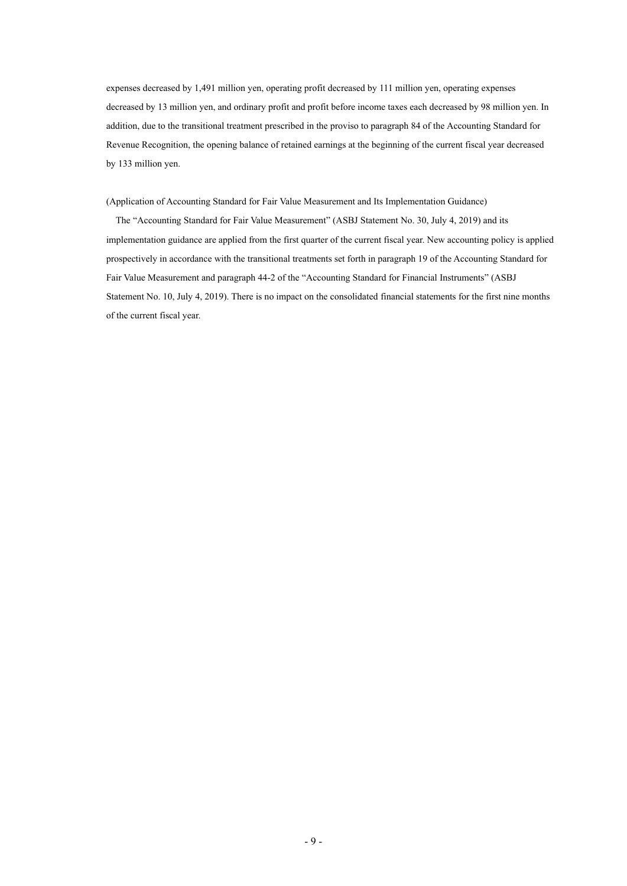expenses decreased by 1,491 million yen, operating profit decreased by 111 million yen, operating expenses decreased by 13 million yen, and ordinary profit and profit before income taxes each decreased by 98 million yen. In addition, due to the transitional treatment prescribed in the proviso to paragraph 84 of the Accounting Standard for Revenue Recognition, the opening balance of retained earnings at the beginning of the current fiscal year decreased by 133 million yen.

(Application of Accounting Standard for Fair Value Measurement and Its Implementation Guidance)

The "Accounting Standard for Fair Value Measurement" (ASBJ Statement No. 30, July 4, 2019) and its implementation guidance are applied from the first quarter of the current fiscal year. New accounting policy is applied prospectively in accordance with the transitional treatments set forth in paragraph 19 of the Accounting Standard for Fair Value Measurement and paragraph 44-2 of the "Accounting Standard for Financial Instruments" (ASBJ Statement No. 10, July 4, 2019). There is no impact on the consolidated financial statements for the first nine months of the current fiscal year.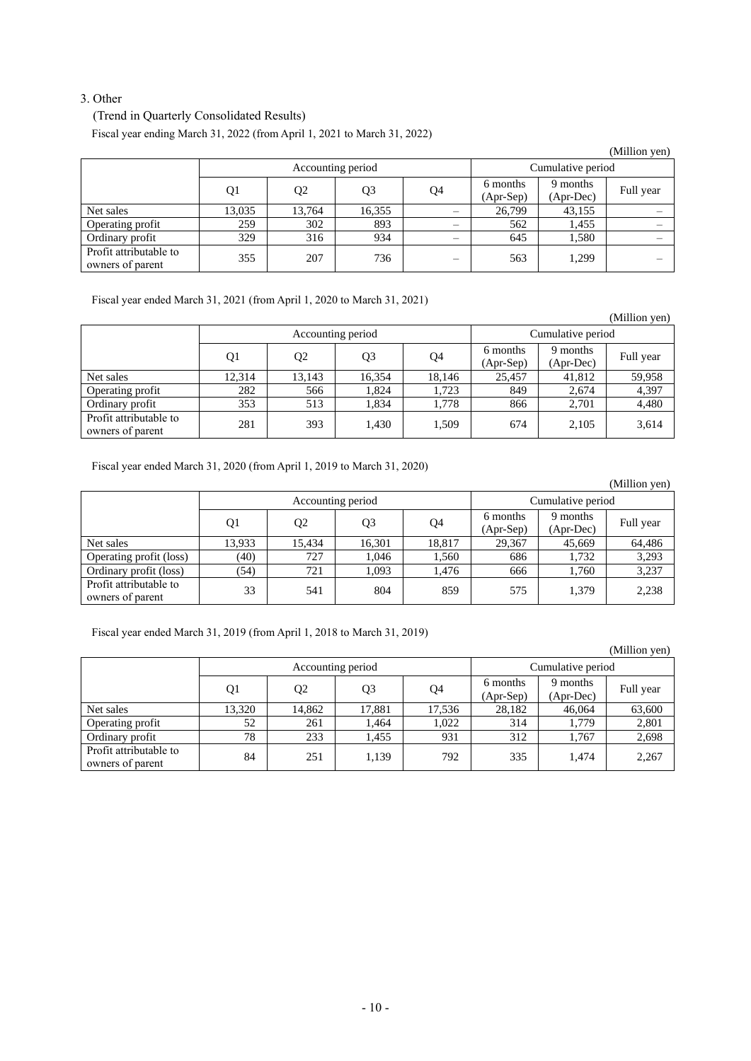3. Other

(Trend in Quarterly Consolidated Results)

Fiscal year ending March 31, 2022 (from April 1, 2021 to March 31, 2022)

(Million yen)

| | Accounting period | | | | Cumulative period | | |
|---|---|---|---|---|---|---|---|
| | Q1 | Q2 | Q3 | Q4 | 6 months (Apr-Sep) | 9 months (Apr-Dec) | Full year |
| Net sales | 13,035 | 13,764 | 16,355 | – | 26,799 | 43,155 | – |
| Operating profit | 259 | 302 | 893 | – | 562 | 1,455 | – |
| Ordinary profit | 329 | 316 | 934 | – | 645 | 1,580 | – |
| Profit attributable to owners of parent | 355 | 207 | 736 | – | 563 | 1,299 | – |

Fiscal year ended March 31, 2021 (from April 1, 2020 to March 31, 2021)

(Million yen)

| | Accounting period | | | | Cumulative period | | |
|---|---|---|---|---|---|---|---|
| | Q1 | Q2 | Q3 | Q4 | 6 months (Apr-Sep) | 9 months (Apr-Dec) | Full year |
| Net sales | 12,314 | 13,143 | 16,354 | 18,146 | 25,457 | 41,812 | 59,958 |
| Operating profit | 282 | 566 | 1,824 | 1,723 | 849 | 2,674 | 4,397 |
| Ordinary profit | 353 | 513 | 1,834 | 1,778 | 866 | 2,701 | 4,480 |
| Profit attributable to owners of parent | 281 | 393 | 1,430 | 1,509 | 674 | 2,105 | 3,614 |

Fiscal year ended March 31, 2020 (from April 1, 2019 to March 31, 2020)

(Million yen)

| | Accounting period | | | | Cumulative period | | |
|---|---|---|---|---|---|---|---|
| | Q1 | Q2 | Q3 | Q4 | 6 months (Apr-Sep) | 9 months (Apr-Dec) | Full year |
| Net sales | 13,933 | 15,434 | 16,301 | 18,817 | 29,367 | 45,669 | 64,486 |
| Operating profit (loss) | (40) | 727 | 1,046 | 1,560 | 686 | 1,732 | 3,293 |
| Ordinary profit (loss) | (54) | 721 | 1,093 | 1,476 | 666 | 1,760 | 3,237 |
| Profit attributable to owners of parent | 33 | 541 | 804 | 859 | 575 | 1,379 | 2,238 |

Fiscal year ended March 31, 2019 (from April 1, 2018 to March 31, 2019)

(Million yen)

| | Accounting period | | | | Cumulative period | | |
|---|---|---|---|---|---|---|---|
| | Q1 | Q2 | Q3 | Q4 | 6 months (Apr-Sep) | 9 months (Apr-Dec) | Full year |
| Net sales | 13,320 | 14,862 | 17,881 | 17,536 | 28,182 | 46,064 | 63,600 |
| Operating profit | 52 | 261 | 1,464 | 1,022 | 314 | 1,779 | 2,801 |
| Ordinary profit | 78 | 233 | 1,455 | 931 | 312 | 1,767 | 2,698 |
| Profit attributable to owners of parent | 84 | 251 | 1,139 | 792 | 335 | 1,474 | 2,267 |